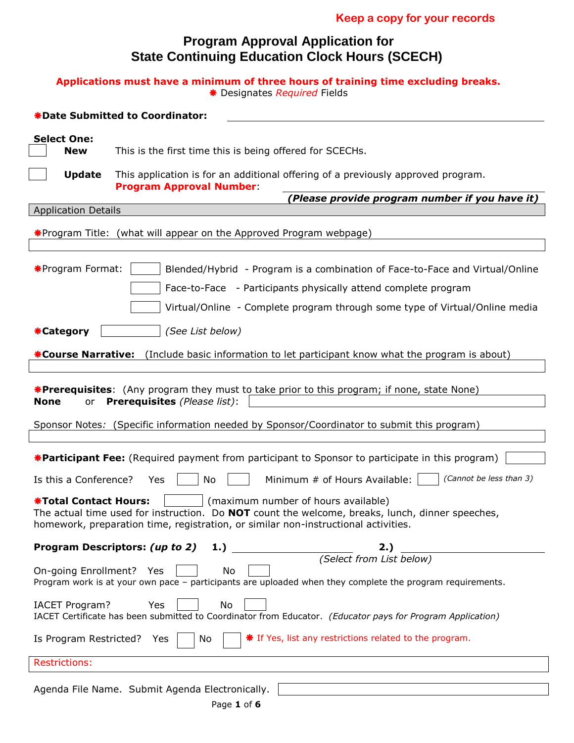Keep a copy for your records

# Program Approval Application for State Continuing Education Clock Hours (SCECH)

**Applications must have a minimum of three hours of training time excluding breaks.**

❋ Designates *Required* Fields

❋**Date Submitted to Coordinator:** ______________________________

**Select One:**

☐ **New** This is the first time this is being offered for SCECHs.

☐ **Update** This application is for an additional offering of a previously approved program.
**Program Approval Number**: ______________________________
***(Please provide program number if you have it)***

## Application Details

❋Program Title: (what will appear on the Approved Program webpage)

______________________________

❋Program Format:

☐ Blended/Hybrid - Program is a combination of Face-to-Face and Virtual/Online

☐ Face-to-Face - Participants physically attend complete program

☐ Virtual/Online - Complete program through some type of Virtual/Online media

❋**Category** ☐ *(See List below)*

❋**Course Narrative:** (Include basic information to let participant know what the program is about)

______________________________

❋**Prerequisites**: (Any program they must to take prior to this program; if none, state None)
**None** or **Prerequisites** *(Please list)*: ______________________________

Sponsor Notes*:* (Specific information needed by Sponsor/Coordinator to submit this program)

______________________________

❋**Participant Fee:** (Required payment from participant to Sponsor to participate in this program) ☐

Is this a Conference? Yes ☐ No ☐ Minimum # of Hours Available: ☐ *(Cannot be less than 3)*

❋**Total Contact Hours:** ☐ (maximum number of hours available)
The actual time used for instruction. Do **NOT** count the welcome, breaks, lunch, dinner speeches, homework, preparation time, registration, or similar non-instructional activities.

**Program Descriptors: *(up to 2)*** **1.)** ______________ **2.)** ______________
*(Select from List below)*

On-going Enrollment? Yes ☐ No ☐
Program work is at your own pace – participants are uploaded when they complete the program requirements.

IACET Program? Yes ☐ No ☐
IACET Certificate has been submitted to Coordinator from Educator. *(Educator pays for Program Application)*

Is Program Restricted? Yes ☐ No ☐ ❋ If Yes, list any restrictions related to the program.

Restrictions:

Agenda File Name. Submit Agenda Electronically. ______________________________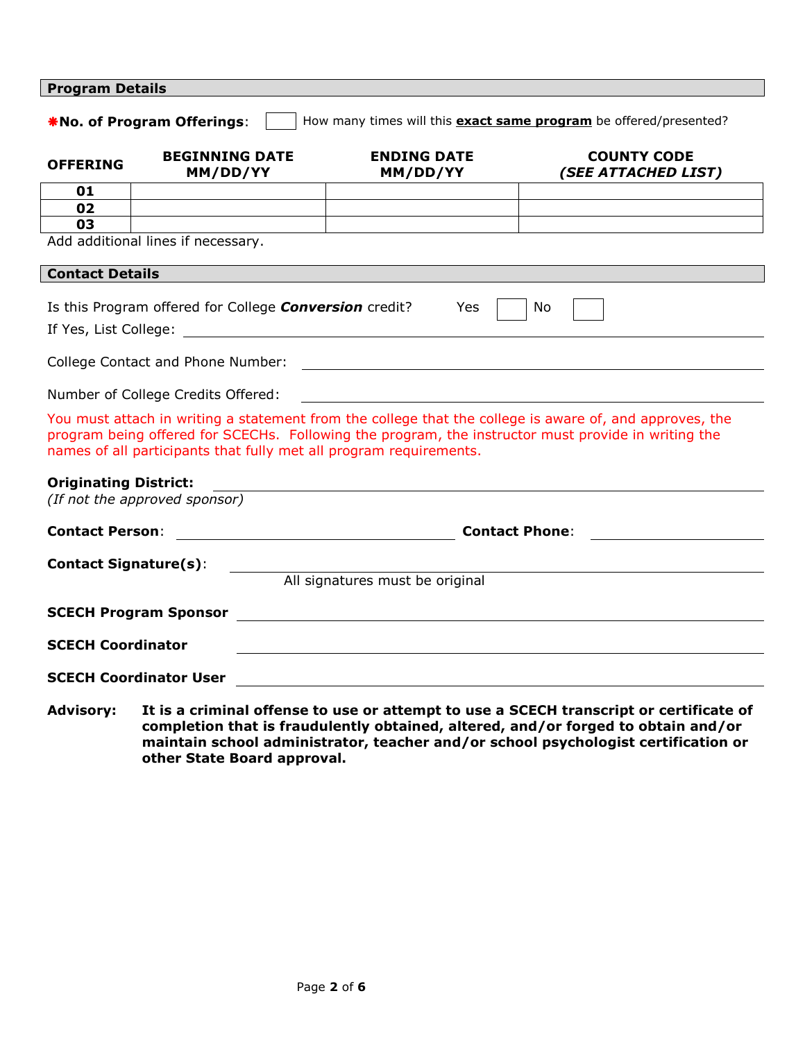## Program Details

**✱No. of Program Offerings**: ☐ How many times will this **exact same program** be offered/presented?

| OFFERING | BEGINNING DATE MM/DD/YY | ENDING DATE MM/DD/YY | COUNTY CODE *(SEE ATTACHED LIST)* |
|---|---|---|---|
| **01** | | | |
| **02** | | | |
| **03** | | | |

Add additional lines if necessary.

## Contact Details

Is this Program offered for College ***Conversion*** credit? Yes ☐ No ☐

If Yes, List College: ______________________________

College Contact and Phone Number: ______________________________

Number of College Credits Offered: ______________________________

You must attach in writing a statement from the college that the college is aware of, and approves, the program being offered for SCECHs. Following the program, the instructor must provide in writing the names of all participants that fully met all program requirements.

**Originating District:** ______________________________
*(If not the approved sponsor)*

**Contact Person**: ______________________________ **Contact Phone**: ______________________________

**Contact Signature(s)**: ______________________________
All signatures must be original

**SCECH Program Sponsor** ______________________________

**SCECH Coordinator** ______________________________

**SCECH Coordinator User** ______________________________

**Advisory:** **It is a criminal offense to use or attempt to use a SCECH transcript or certificate of completion that is fraudulently obtained, altered, and/or forged to obtain and/or maintain school administrator, teacher and/or school psychologist certification or other State Board approval.**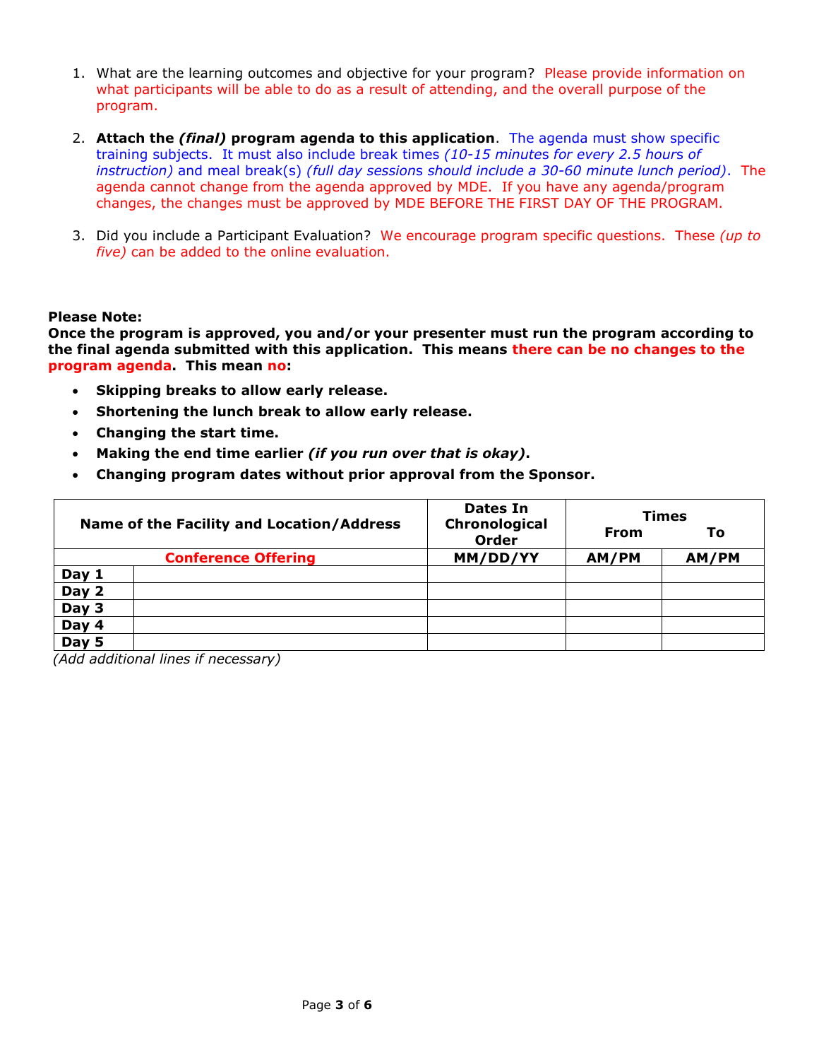1. What are the learning outcomes and objective for your program? Please provide information on what participants will be able to do as a result of attending, and the overall purpose of the program.

2. **Attach the *(final)* program agenda to this application**. The agenda must show specific training subjects. It must also include break times *(10-15 minutes for every 2.5 hours of instruction)* and meal break(s) *(full day sessions should include a 30-60 minute lunch period)*. The agenda cannot change from the agenda approved by MDE. If you have any agenda/program changes, the changes must be approved by MDE BEFORE THE FIRST DAY OF THE PROGRAM.

3. Did you include a Participant Evaluation? We encourage program specific questions. These *(up to five)* can be added to the online evaluation.

**Please Note:**
**Once the program is approved, you and/or your presenter must run the program according to the final agenda submitted with this application. This means there can be no changes to the program agenda. This mean no:**

- **Skipping breaks to allow early release.**
- **Shortening the lunch break to allow early release.**
- **Changing the start time.**
- **Making the end time earlier *(if you run over that is okay)*.**
- **Changing program dates without prior approval from the Sponsor.**

| Name of the Facility and Location/Address | | Dates In Chronological Order | Times From | Times To |
|---|---|---|---|---|
| **Conference Offering** | | **MM/DD/YY** | **AM/PM** | **AM/PM** |
| **Day 1** | | | | |
| **Day 2** | | | | |
| **Day 3** | | | | |
| **Day 4** | | | | |
| **Day 5** | | | | |

*(Add additional lines if necessary)*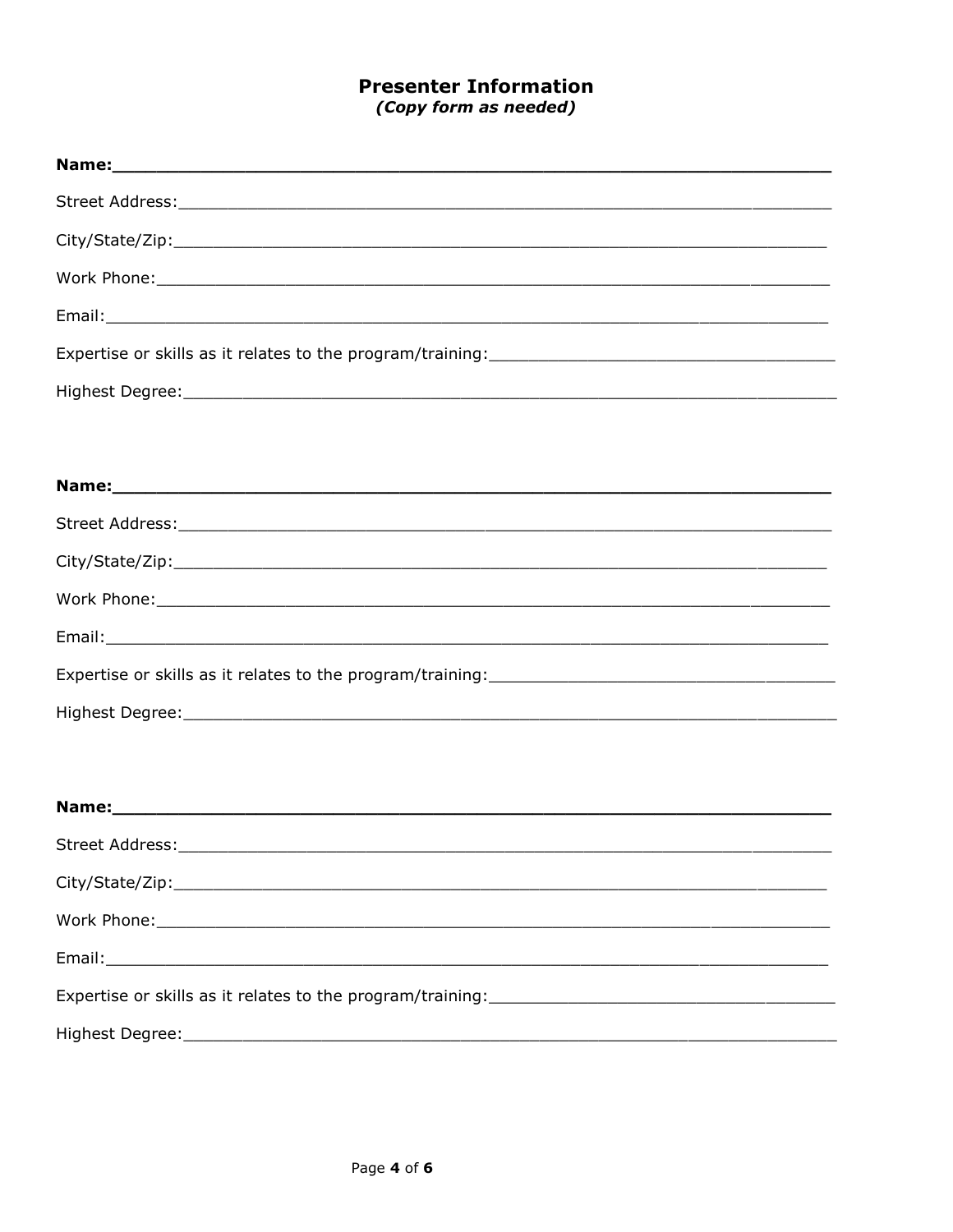## Presenter Information

*(Copy form as needed)*

**Name:**\_\_\_\_\_\_\_\_\_\_\_\_\_\_\_\_\_\_\_\_\_\_\_\_\_\_\_\_\_\_\_\_\_\_\_\_\_\_\_\_\_\_\_\_\_\_\_\_\_\_\_\_\_\_\_\_\_\_\_\_

Street Address:\_\_\_\_\_\_\_\_\_\_\_\_\_\_\_\_\_\_\_\_\_\_\_\_\_\_\_\_\_\_\_\_\_\_\_\_\_\_\_\_\_\_\_\_\_\_\_\_\_\_\_\_\_\_\_\_

City/State/Zip:\_\_\_\_\_\_\_\_\_\_\_\_\_\_\_\_\_\_\_\_\_\_\_\_\_\_\_\_\_\_\_\_\_\_\_\_\_\_\_\_\_\_\_\_\_\_\_\_\_\_\_\_\_\_\_\_

Work Phone:\_\_\_\_\_\_\_\_\_\_\_\_\_\_\_\_\_\_\_\_\_\_\_\_\_\_\_\_\_\_\_\_\_\_\_\_\_\_\_\_\_\_\_\_\_\_\_\_\_\_\_\_\_\_\_\_\_\_

Email:\_\_\_\_\_\_\_\_\_\_\_\_\_\_\_\_\_\_\_\_\_\_\_\_\_\_\_\_\_\_\_\_\_\_\_\_\_\_\_\_\_\_\_\_\_\_\_\_\_\_\_\_\_\_\_\_\_\_\_\_\_\_

Expertise or skills as it relates to the program/training:\_\_\_\_\_\_\_\_\_\_\_\_\_\_\_\_\_\_\_\_\_\_\_\_\_\_\_\_

Highest Degree:\_\_\_\_\_\_\_\_\_\_\_\_\_\_\_\_\_\_\_\_\_\_\_\_\_\_\_\_\_\_\_\_\_\_\_\_\_\_\_\_\_\_\_\_\_\_\_\_\_\_\_\_\_\_\_\_

**Name:**\_\_\_\_\_\_\_\_\_\_\_\_\_\_\_\_\_\_\_\_\_\_\_\_\_\_\_\_\_\_\_\_\_\_\_\_\_\_\_\_\_\_\_\_\_\_\_\_\_\_\_\_\_\_\_\_\_\_\_\_

Street Address:\_\_\_\_\_\_\_\_\_\_\_\_\_\_\_\_\_\_\_\_\_\_\_\_\_\_\_\_\_\_\_\_\_\_\_\_\_\_\_\_\_\_\_\_\_\_\_\_\_\_\_\_\_\_\_\_

City/State/Zip:\_\_\_\_\_\_\_\_\_\_\_\_\_\_\_\_\_\_\_\_\_\_\_\_\_\_\_\_\_\_\_\_\_\_\_\_\_\_\_\_\_\_\_\_\_\_\_\_\_\_\_\_\_\_\_\_

Work Phone:\_\_\_\_\_\_\_\_\_\_\_\_\_\_\_\_\_\_\_\_\_\_\_\_\_\_\_\_\_\_\_\_\_\_\_\_\_\_\_\_\_\_\_\_\_\_\_\_\_\_\_\_\_\_\_\_\_\_

Email:\_\_\_\_\_\_\_\_\_\_\_\_\_\_\_\_\_\_\_\_\_\_\_\_\_\_\_\_\_\_\_\_\_\_\_\_\_\_\_\_\_\_\_\_\_\_\_\_\_\_\_\_\_\_\_\_\_\_\_\_\_\_

Expertise or skills as it relates to the program/training:\_\_\_\_\_\_\_\_\_\_\_\_\_\_\_\_\_\_\_\_\_\_\_\_\_\_\_\_

Highest Degree:\_\_\_\_\_\_\_\_\_\_\_\_\_\_\_\_\_\_\_\_\_\_\_\_\_\_\_\_\_\_\_\_\_\_\_\_\_\_\_\_\_\_\_\_\_\_\_\_\_\_\_\_\_\_\_\_

**Name:**\_\_\_\_\_\_\_\_\_\_\_\_\_\_\_\_\_\_\_\_\_\_\_\_\_\_\_\_\_\_\_\_\_\_\_\_\_\_\_\_\_\_\_\_\_\_\_\_\_\_\_\_\_\_\_\_\_\_\_\_

Street Address:\_\_\_\_\_\_\_\_\_\_\_\_\_\_\_\_\_\_\_\_\_\_\_\_\_\_\_\_\_\_\_\_\_\_\_\_\_\_\_\_\_\_\_\_\_\_\_\_\_\_\_\_\_\_\_\_

City/State/Zip:\_\_\_\_\_\_\_\_\_\_\_\_\_\_\_\_\_\_\_\_\_\_\_\_\_\_\_\_\_\_\_\_\_\_\_\_\_\_\_\_\_\_\_\_\_\_\_\_\_\_\_\_\_\_\_\_

Work Phone:\_\_\_\_\_\_\_\_\_\_\_\_\_\_\_\_\_\_\_\_\_\_\_\_\_\_\_\_\_\_\_\_\_\_\_\_\_\_\_\_\_\_\_\_\_\_\_\_\_\_\_\_\_\_\_\_\_\_

Email:\_\_\_\_\_\_\_\_\_\_\_\_\_\_\_\_\_\_\_\_\_\_\_\_\_\_\_\_\_\_\_\_\_\_\_\_\_\_\_\_\_\_\_\_\_\_\_\_\_\_\_\_\_\_\_\_\_\_\_\_\_\_

Expertise or skills as it relates to the program/training:\_\_\_\_\_\_\_\_\_\_\_\_\_\_\_\_\_\_\_\_\_\_\_\_\_\_\_\_

Highest Degree:\_\_\_\_\_\_\_\_\_\_\_\_\_\_\_\_\_\_\_\_\_\_\_\_\_\_\_\_\_\_\_\_\_\_\_\_\_\_\_\_\_\_\_\_\_\_\_\_\_\_\_\_\_\_\_\_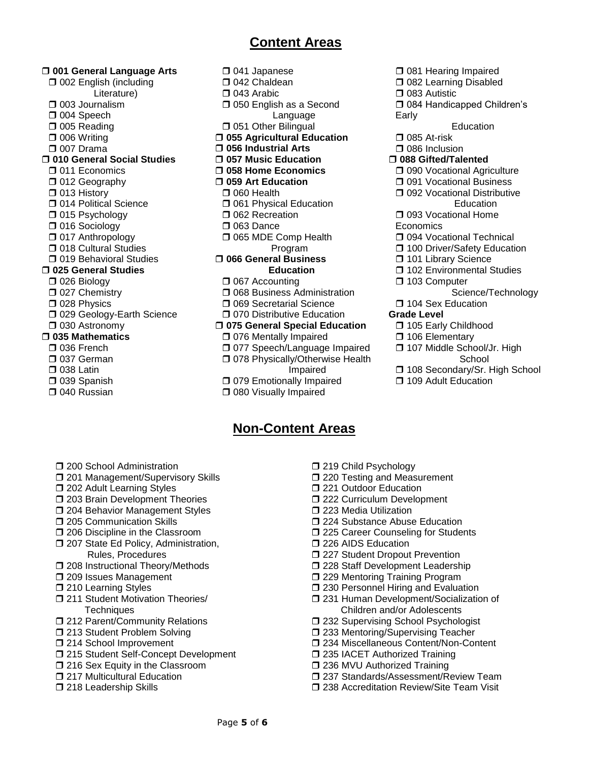## Content Areas

- ❒ **001 General Language Arts**
  - ❒ 002 English (including Literature)
  - ❒ 003 Journalism
  - ❒ 004 Speech
  - ❒ 005 Reading
  - ❒ 006 Writing
  - ❒ 007 Drama
- ❒ **010 General Social Studies**
  - ❒ 011 Economics
  - ❒ 012 Geography
  - ❒ 013 History
  - ❒ 014 Political Science
  - ❒ 015 Psychology
  - ❒ 016 Sociology
  - ❒ 017 Anthropology
  - ❒ 018 Cultural Studies
  - ❒ 019 Behavioral Studies
- ❒ **025 General Studies**
  - ❒ 026 Biology
  - ❒ 027 Chemistry
  - ❒ 028 Physics
  - ❒ 029 Geology-Earth Science
  - ❒ 030 Astronomy
- ❒ **035 Mathematics**
  - ❒ 036 French
  - ❒ 037 German
  - ❒ 038 Latin
  - ❒ 039 Spanish
  - ❒ 040 Russian
  - ❒ 041 Japanese
  - ❒ 042 Chaldean
  - ❒ 043 Arabic
  - ❒ 050 English as a Second Language
  - ❒ 051 Other Bilingual
- ❒ **055 Agricultural Education**
- ❒ **056 Industrial Arts**
- ❒ **057 Music Education**
- ❒ **058 Home Economics**
- ❒ **059 Art Education**
  - ❒ 060 Health
  - ❒ 061 Physical Education
  - ❒ 062 Recreation
  - ❒ 063 Dance
  - ❒ 065 MDE Comp Health Program
- ❒ **066 General Business Education**
  - ❒ 067 Accounting
  - ❒ 068 Business Administration
  - ❒ 069 Secretarial Science
  - ❒ 070 Distributive Education
- ❒ **075 General Special Education**
  - ❒ 076 Mentally Impaired
  - ❒ 077 Speech/Language Impaired
  - ❒ 078 Physically/Otherwise Health Impaired
  - ❒ 079 Emotionally Impaired
  - ❒ 080 Visually Impaired
  - ❒ 081 Hearing Impaired
  - ❒ 082 Learning Disabled
  - ❒ 083 Autistic
  - ❒ 084 Handicapped Children's Early Education
  - ❒ 085 At-risk
  - ❒ 086 Inclusion
- ❒ **088 Gifted/Talented**
  - ❒ 090 Vocational Agriculture
  - ❒ 091 Vocational Business
  - ❒ 092 Vocational Distributive Education
  - ❒ 093 Vocational Home Economics
  - ❒ 094 Vocational Technical
  - ❒ 100 Driver/Safety Education
  - ❒ 101 Library Science
  - ❒ 102 Environmental Studies
  - ❒ 103 Computer Science/Technology
  - ❒ 104 Sex Education

**Grade Level**

- ❒ 105 Early Childhood
- ❒ 106 Elementary
- ❒ 107 Middle School/Jr. High School
- ❒ 108 Secondary/Sr. High School
- ❒ 109 Adult Education

## Non-Content Areas

- ❒ 200 School Administration
- ❒ 201 Management/Supervisory Skills
- ❒ 202 Adult Learning Styles
- ❒ 203 Brain Development Theories
- ❒ 204 Behavior Management Styles
- ❒ 205 Communication Skills
- ❒ 206 Discipline in the Classroom
- ❒ 207 State Ed Policy, Administration, Rules, Procedures
- ❒ 208 Instructional Theory/Methods
- ❒ 209 Issues Management
- ❒ 210 Learning Styles
- ❒ 211 Student Motivation Theories/ Techniques
- ❒ 212 Parent/Community Relations
- ❒ 213 Student Problem Solving
- ❒ 214 School Improvement
- ❒ 215 Student Self-Concept Development
- ❒ 216 Sex Equity in the Classroom
- ❒ 217 Multicultural Education
- ❒ 218 Leadership Skills
- ❒ 219 Child Psychology
- ❒ 220 Testing and Measurement
- ❒ 221 Outdoor Education
- ❒ 222 Curriculum Development
- ❒ 223 Media Utilization
- ❒ 224 Substance Abuse Education
- ❒ 225 Career Counseling for Students
- ❒ 226 AIDS Education
- ❒ 227 Student Dropout Prevention
- ❒ 228 Staff Development Leadership
- ❒ 229 Mentoring Training Program
- ❒ 230 Personnel Hiring and Evaluation
- ❒ 231 Human Development/Socialization of Children and/or Adolescents
- ❒ 232 Supervising School Psychologist
- ❒ 233 Mentoring/Supervising Teacher
- ❒ 234 Miscellaneous Content/Non-Content
- ❒ 235 IACET Authorized Training
- ❒ 236 MVU Authorized Training
- ❒ 237 Standards/Assessment/Review Team
- ❒ 238 Accreditation Review/Site Team Visit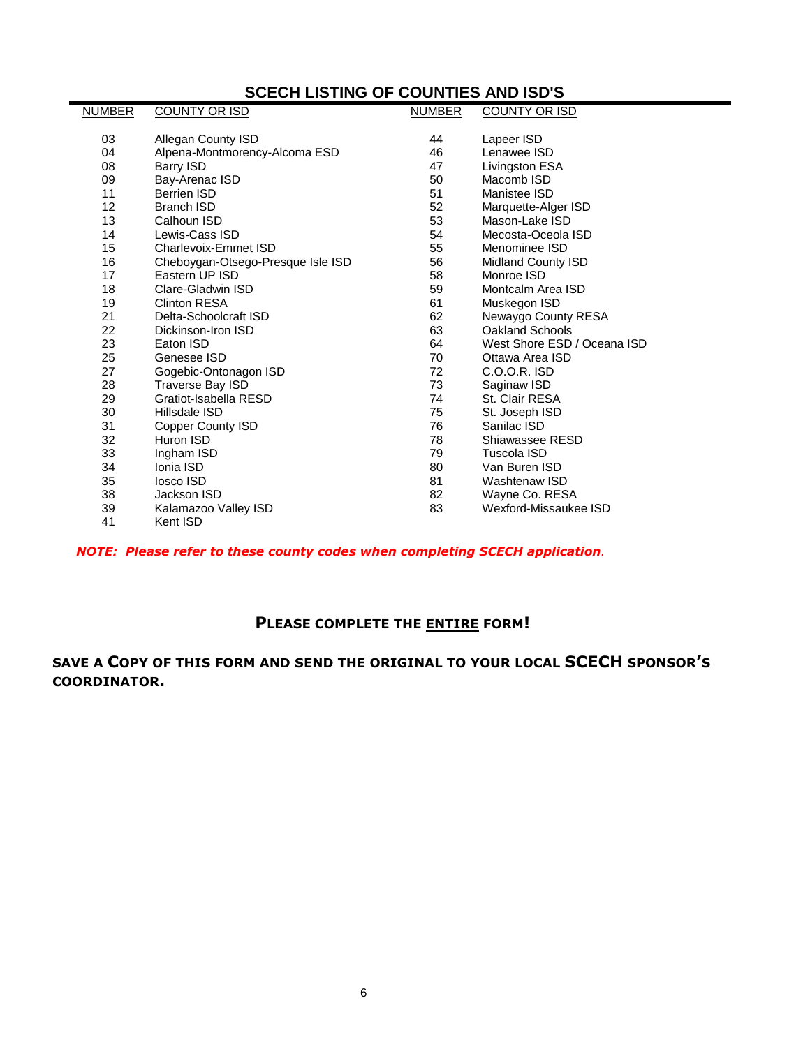## SCECH LISTING OF COUNTIES AND ISD'S

| NUMBER | COUNTY OR ISD |
|---|---|
| 03 | Allegan County ISD |
| 04 | Alpena-Montmorency-Alcoma ESD |
| 08 | Barry ISD |
| 09 | Bay-Arenac ISD |
| 11 | Berrien ISD |
| 12 | Branch ISD |
| 13 | Calhoun ISD |
| 14 | Lewis-Cass ISD |
| 15 | Charlevoix-Emmet ISD |
| 16 | Cheboygan-Otsego-Presque Isle ISD |
| 17 | Eastern UP ISD |
| 18 | Clare-Gladwin ISD |
| 19 | Clinton RESA |
| 21 | Delta-Schoolcraft ISD |
| 22 | Dickinson-Iron ISD |
| 23 | Eaton ISD |
| 25 | Genesee ISD |
| 27 | Gogebic-Ontonagon ISD |
| 28 | Traverse Bay ISD |
| 29 | Gratiot-Isabella RESD |
| 30 | Hillsdale ISD |
| 31 | Copper County ISD |
| 32 | Huron ISD |
| 33 | Ingham ISD |
| 34 | Ionia ISD |
| 35 | Iosco ISD |
| 38 | Jackson ISD |
| 39 | Kalamazoo Valley ISD |
| 41 | Kent ISD |
| 44 | Lapeer ISD |
| 46 | Lenawee ISD |
| 47 | Livingston ESA |
| 50 | Macomb ISD |
| 51 | Manistee ISD |
| 52 | Marquette-Alger ISD |
| 53 | Mason-Lake ISD |
| 54 | Mecosta-Oceola ISD |
| 55 | Menominee ISD |
| 56 | Midland County ISD |
| 58 | Monroe ISD |
| 59 | Montcalm Area ISD |
| 61 | Muskegon ISD |
| 62 | Newaygo County RESA |
| 63 | Oakland Schools |
| 64 | West Shore ESD / Oceana ISD |
| 70 | Ottawa Area ISD |
| 72 | C.O.O.R. ISD |
| 73 | Saginaw ISD |
| 74 | St. Clair RESA |
| 75 | St. Joseph ISD |
| 76 | Sanilac ISD |
| 78 | Shiawassee RESD |
| 79 | Tuscola ISD |
| 80 | Van Buren ISD |
| 81 | Washtenaw ISD |
| 82 | Wayne Co. RESA |
| 83 | Wexford-Missaukee ISD |

***NOTE: Please refer to these county codes when completing SCECH application***.

**PLEASE COMPLETE THE ENTIRE FORM!**

**SAVE A COPY OF THIS FORM AND SEND THE ORIGINAL TO YOUR LOCAL SCECH SPONSOR'S COORDINATOR.**